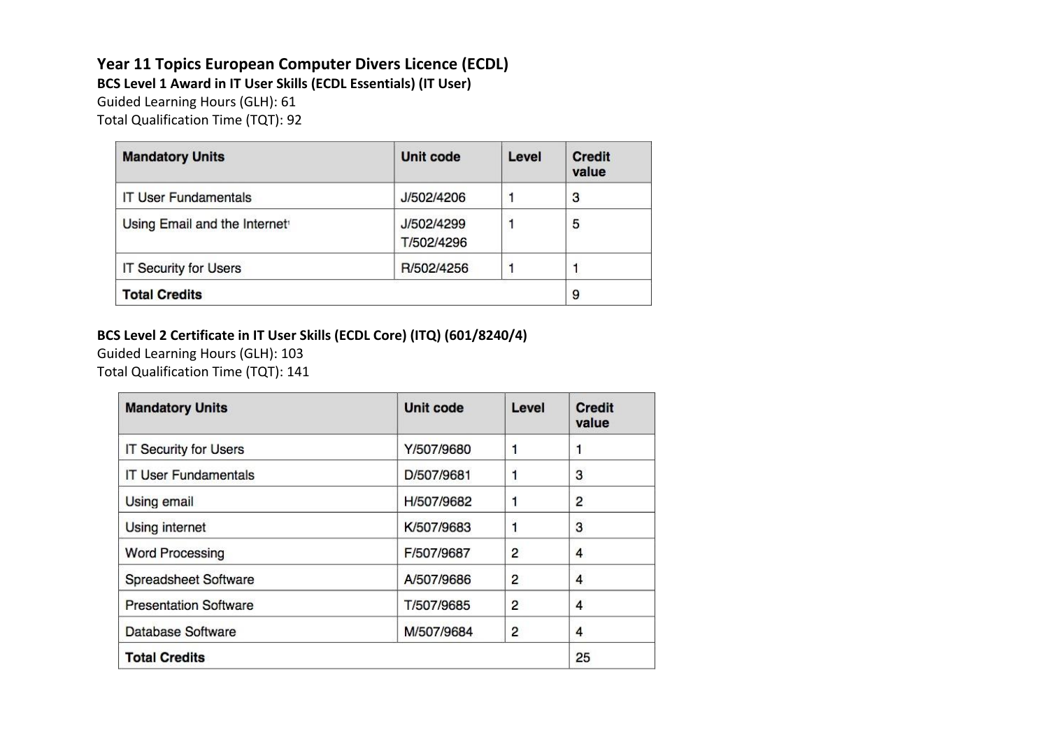# Year 11 Topics European Computer Divers Licence (ECDL)

**BCS Level 1 Award in IT User Skills (ECDL Essentials) (IT User)**

Guided Learning Hours (GLH): 61

Total Qualification Time (TQT): 92

| Mandatory Units | Unit code | Level | Credit value |
|---|---|---|---|
| IT User Fundamentals | J/502/4206 | 1 | 3 |
| Using Email and the Internet[1] | J/502/4299<br>T/502/4296 | 1 | 5 |
| IT Security for Users | R/502/4256 | 1 | 1 |
| **Total Credits** | | | 9 |

**BCS Level 2 Certificate in IT User Skills (ECDL Core) (ITQ) (601/8240/4)**

Guided Learning Hours (GLH): 103

Total Qualification Time (TQT): 141

| Mandatory Units | Unit code | Level | Credit value |
|---|---|---|---|
| IT Security for Users | Y/507/9680 | 1 | 1 |
| IT User Fundamentals | D/507/9681 | 1 | 3 |
| Using email | H/507/9682 | 1 | 2 |
| Using internet | K/507/9683 | 1 | 3 |
| Word Processing | F/507/9687 | 2 | 4 |
| Spreadsheet Software | A/507/9686 | 2 | 4 |
| Presentation Software | T/507/9685 | 2 | 4 |
| Database Software | M/507/9684 | 2 | 4 |
| **Total Credits** | | | 25 |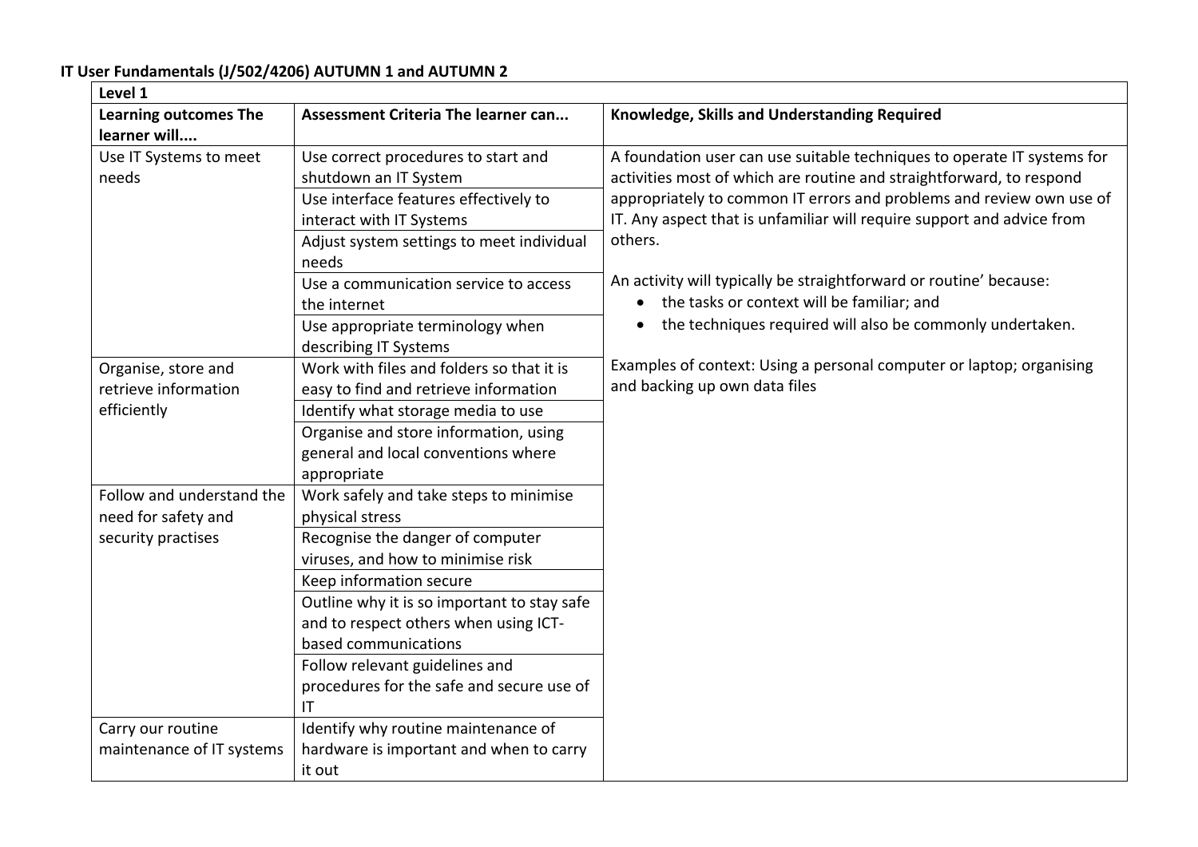**IT User Fundamentals (J/502/4206) AUTUMN 1 and AUTUMN 2**

| Level 1 | | |
|---|---|---|
| **Learning outcomes The learner will....** | **Assessment Criteria The learner can...** | **Knowledge, Skills and Understanding Required** |
| Use IT Systems to meet needs | Use correct procedures to start and shutdown an IT System | A foundation user can use suitable techniques to operate IT systems for activities most of which are routine and straightforward, to respond appropriately to common IT errors and problems and review own use of IT. Any aspect that is unfamiliar will require support and advice from others.<br><br>An activity will typically be straightforward or routine' because:<br>• the tasks or context will be familiar; and<br>• the techniques required will also be commonly undertaken.<br><br>Examples of context: Using a personal computer or laptop; organising and backing up own data files |
| | Use interface features effectively to interact with IT Systems | |
| | Adjust system settings to meet individual needs | |
| | Use a communication service to access the internet | |
| | Use appropriate terminology when describing IT Systems | |
| Organise, store and retrieve information efficiently | Work with files and folders so that it is easy to find and retrieve information | |
| | Identify what storage media to use | |
| | Organise and store information, using general and local conventions where appropriate | |
| Follow and understand the need for safety and security practises | Work safely and take steps to minimise physical stress | |
| | Recognise the danger of computer viruses, and how to minimise risk | |
| | Keep information secure | |
| | Outline why it is so important to stay safe and to respect others when using ICT-based communications | |
| | Follow relevant guidelines and procedures for the safe and secure use of IT | |
| Carry our routine maintenance of IT systems | Identify why routine maintenance of hardware is important and when to carry it out | |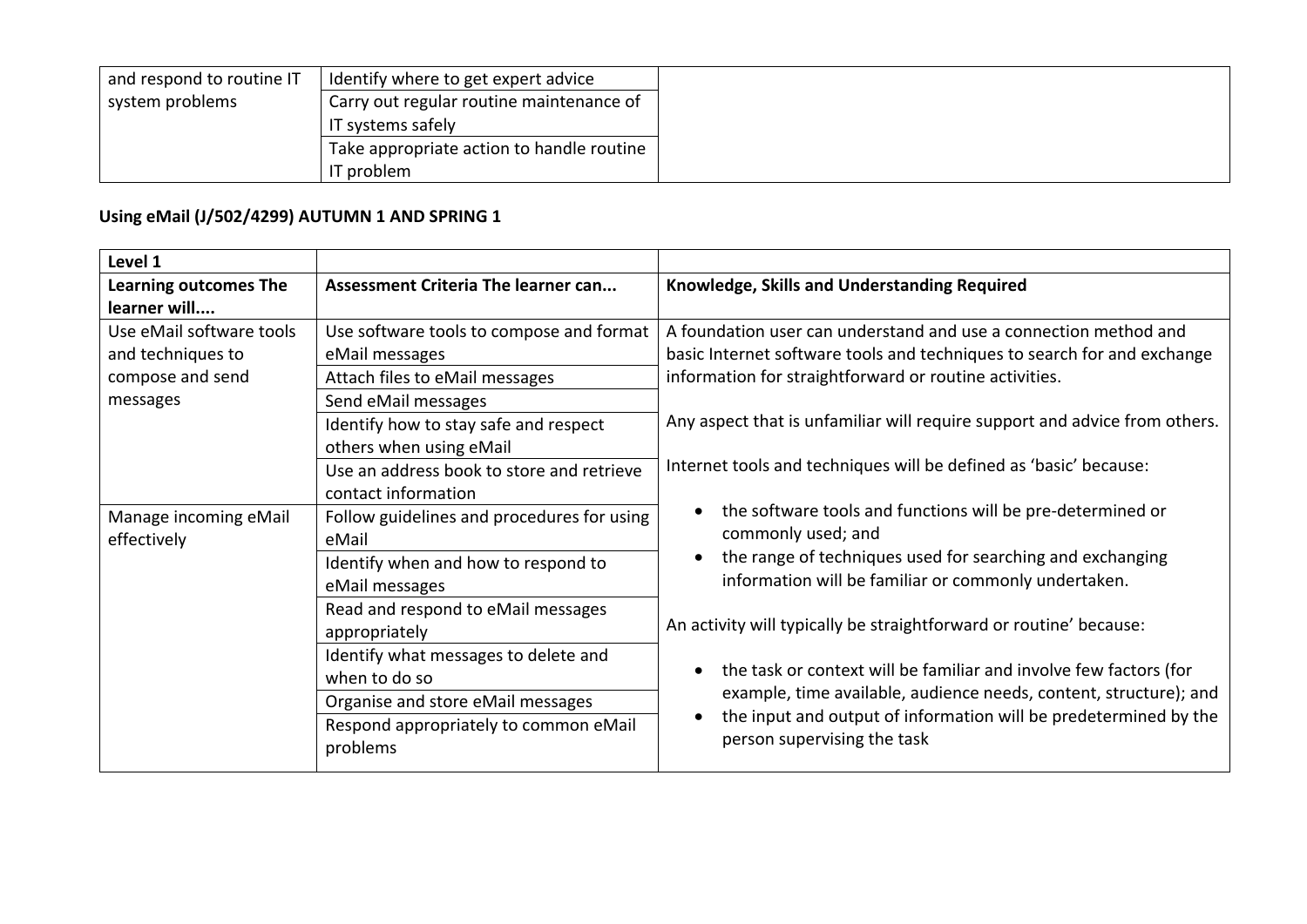| | | |
|---|---|---|
| and respond to routine IT system problems | Identify where to get expert advice | |
| | Carry out regular routine maintenance of IT systems safely | |
| | Take appropriate action to handle routine IT problem | |

**Using eMail (J/502/4299) AUTUMN 1 AND SPRING 1**

| Level 1 | | |
|---|---|---|
| **Learning outcomes The learner will....** | **Assessment Criteria The learner can...** | **Knowledge, Skills and Understanding Required** |
| Use eMail software tools and techniques to compose and send messages | Use software tools to compose and format eMail messages | A foundation user can understand and use a connection method and basic Internet software tools and techniques to search for and exchange information for straightforward or routine activities.<br><br>Any aspect that is unfamiliar will require support and advice from others.<br><br>Internet tools and techniques will be defined as 'basic' because:<br><br>• the software tools and functions will be pre-determined or commonly used; and<br>• the range of techniques used for searching and exchanging information will be familiar or commonly undertaken.<br><br>An activity will typically be straightforward or routine' because:<br><br>• the task or context will be familiar and involve few factors (for example, time available, audience needs, content, structure); and<br>• the input and output of information will be predetermined by the person supervising the task |
| | Attach files to eMail messages | |
| | Send eMail messages | |
| | Identify how to stay safe and respect others when using eMail | |
| | Use an address book to store and retrieve contact information | |
| Manage incoming eMail effectively | Follow guidelines and procedures for using eMail | |
| | Identify when and how to respond to eMail messages | |
| | Read and respond to eMail messages appropriately | |
| | Identify what messages to delete and when to do so | |
| | Organise and store eMail messages | |
| | Respond appropriately to common eMail problems | |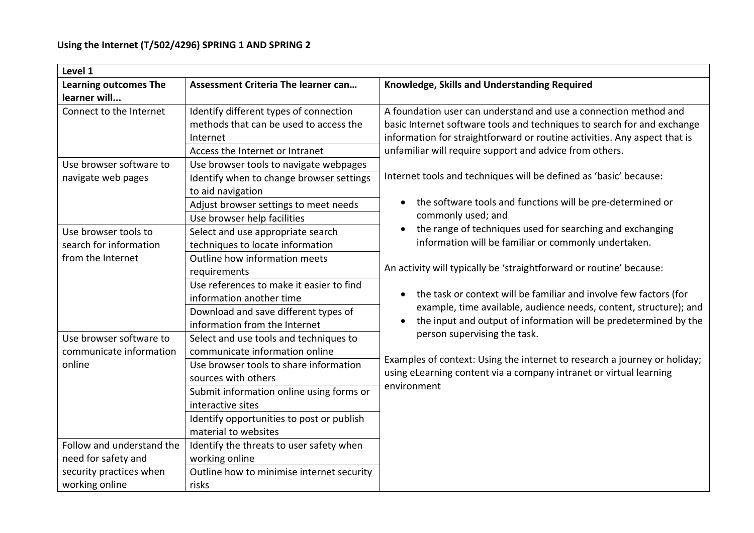**Using the Internet (T/502/4296) SPRING 1 AND SPRING 2**

| Level 1 | | |
|---|---|---|
| **Learning outcomes The learner will...** | **Assessment Criteria The learner can…** | **Knowledge, Skills and Understanding Required** |
| Connect to the Internet | Identify different types of connection methods that can be used to access the Internet | A foundation user can understand and use a connection method and basic Internet software tools and techniques to search for and exchange information for straightforward or routine activities. Any aspect that is unfamiliar will require support and advice from others.<br><br>Internet tools and techniques will be defined as 'basic' because:<br><br>• the software tools and functions will be pre-determined or commonly used; and<br>• the range of techniques used for searching and exchanging information will be familiar or commonly undertaken.<br><br>An activity will typically be 'straightforward or routine' because:<br><br>• the task or context will be familiar and involve few factors (for example, time available, audience needs, content, structure); and<br>• the input and output of information will be predetermined by the person supervising the task.<br><br>Examples of context: Using the internet to research a journey or holiday; using eLearning content via a company intranet or virtual learning environment |
| | Access the Internet or Intranet | |
| Use browser software to navigate web pages | Use browser tools to navigate webpages | |
| | Identify when to change browser settings to aid navigation | |
| | Adjust browser settings to meet needs | |
| | Use browser help facilities | |
| Use browser tools to search for information from the Internet | Select and use appropriate search techniques to locate information | |
| | Outline how information meets requirements | |
| | Use references to make it easier to find information another time | |
| | Download and save different types of information from the Internet | |
| Use browser software to communicate information online | Select and use tools and techniques to communicate information online | |
| | Use browser tools to share information sources with others | |
| | Submit information online using forms or interactive sites | |
| | Identify opportunities to post or publish material to websites | |
| Follow and understand the need for safety and security practices when working online | Identify the threats to user safety when working online | |
| | Outline how to minimise internet security risks | |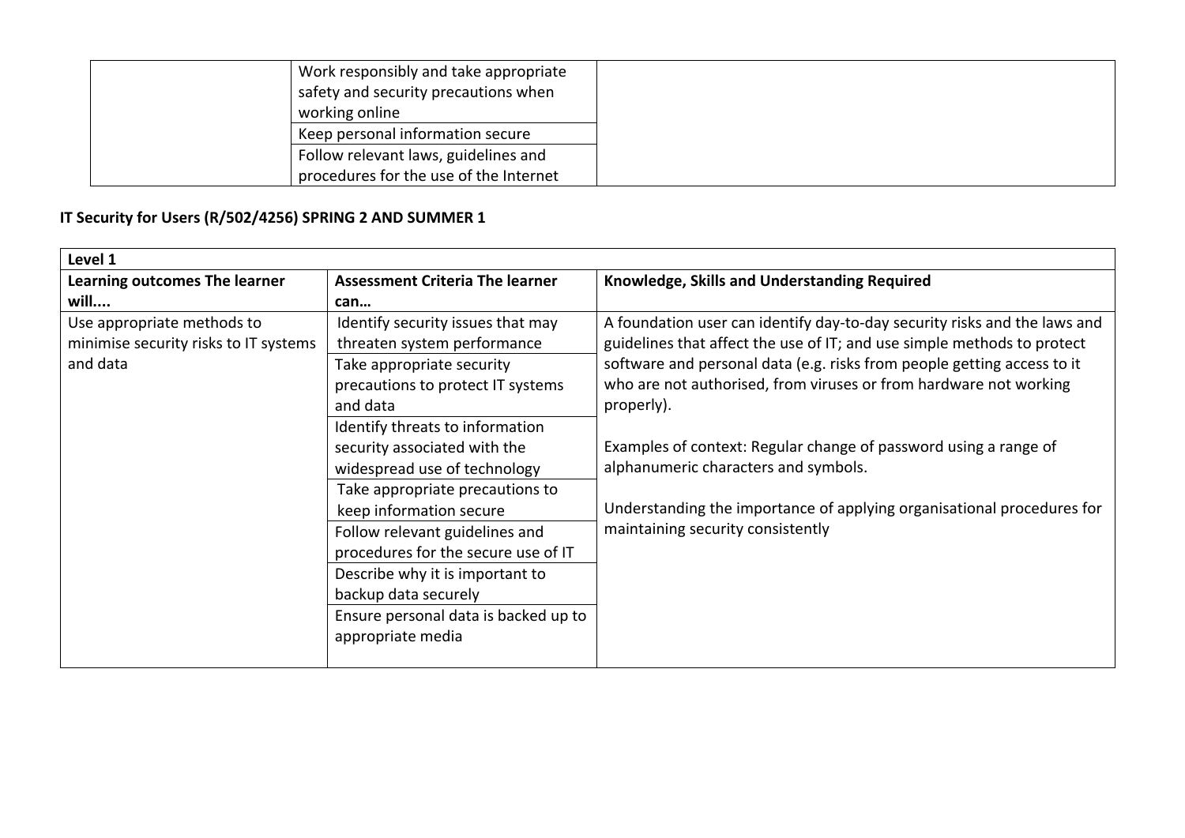| | | |
|---|---|---|
| | Work responsibly and take appropriate safety and security precautions when working online | |
| | Keep personal information secure | |
| | Follow relevant laws, guidelines and procedures for the use of the Internet | |

**IT Security for Users (R/502/4256) SPRING 2 AND SUMMER 1**

| Level 1 | | |
|---|---|---|
| **Learning outcomes The learner will....** | **Assessment Criteria The learner can…** | **Knowledge, Skills and Understanding Required** |
| Use appropriate methods to minimise security risks to IT systems and data | Identify security issues that may threaten system performance | A foundation user can identify day-to-day security risks and the laws and guidelines that affect the use of IT; and use simple methods to protect software and personal data (e.g. risks from people getting access to it who are not authorised, from viruses or from hardware not working properly).<br><br>Examples of context: Regular change of password using a range of alphanumeric characters and symbols.<br><br>Understanding the importance of applying organisational procedures for maintaining security consistently |
| | Take appropriate security precautions to protect IT systems and data | |
| | Identify threats to information security associated with the widespread use of technology | |
| | Take appropriate precautions to keep information secure | |
| | Follow relevant guidelines and procedures for the secure use of IT | |
| | Describe why it is important to backup data securely | |
| | Ensure personal data is backed up to appropriate media | |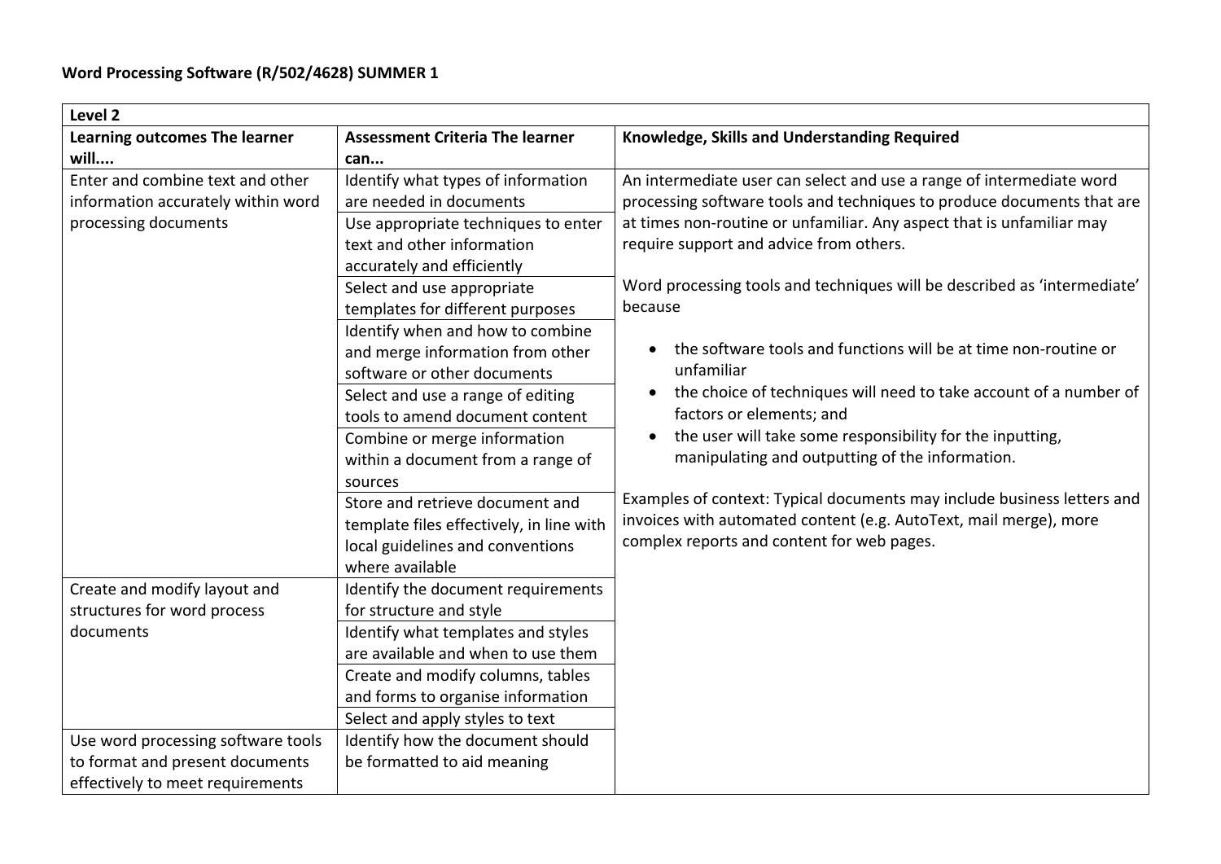**Word Processing Software (R/502/4628) SUMMER 1**

| Level 2 | | |
|---|---|---|
| **Learning outcomes The learner will....** | **Assessment Criteria The learner can...** | **Knowledge, Skills and Understanding Required** |
| Enter and combine text and other information accurately within word processing documents | Identify what types of information are needed in documents | An intermediate user can select and use a range of intermediate word processing software tools and techniques to produce documents that are at times non-routine or unfamiliar. Any aspect that is unfamiliar may require support and advice from others.<br><br>Word processing tools and techniques will be described as 'intermediate' because<br><br>• the software tools and functions will be at time non-routine or unfamiliar<br>• the choice of techniques will need to take account of a number of factors or elements; and<br>• the user will take some responsibility for the inputting, manipulating and outputting of the information.<br><br>Examples of context: Typical documents may include business letters and invoices with automated content (e.g. AutoText, mail merge), more complex reports and content for web pages. |
| | Use appropriate techniques to enter text and other information accurately and efficiently | |
| | Select and use appropriate templates for different purposes | |
| | Identify when and how to combine and merge information from other software or other documents | |
| | Select and use a range of editing tools to amend document content | |
| | Combine or merge information within a document from a range of sources | |
| | Store and retrieve document and template files effectively, in line with local guidelines and conventions where available | |
| Create and modify layout and structures for word process documents | Identify the document requirements for structure and style | |
| | Identify what templates and styles are available and when to use them | |
| | Create and modify columns, tables and forms to organise information | |
| | Select and apply styles to text | |
| Use word processing software tools to format and present documents effectively to meet requirements | Identify how the document should be formatted to aid meaning | |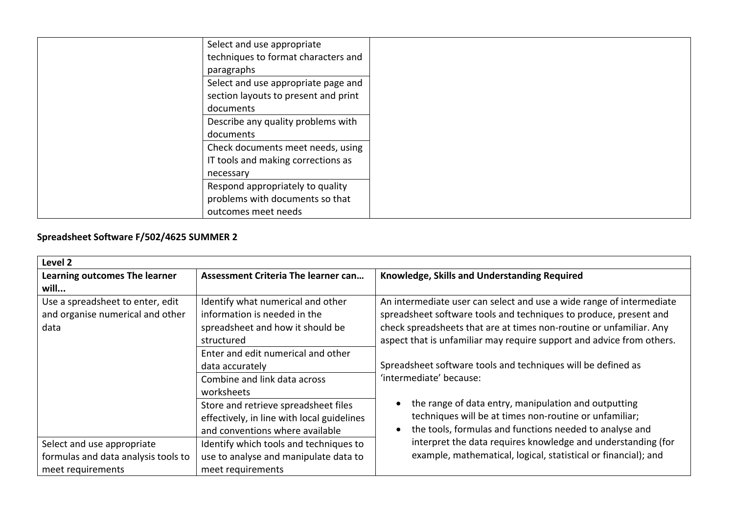| | | |
|---|---|---|
| | Select and use appropriate techniques to format characters and paragraphs | |
| | Select and use appropriate page and section layouts to present and print documents | |
| | Describe any quality problems with documents | |
| | Check documents meet needs, using IT tools and making corrections as necessary | |
| | Respond appropriately to quality problems with documents so that outcomes meet needs | |

**Spreadsheet Software F/502/4625 SUMMER 2**

| Level 2 | | |
|---|---|---|
| **Learning outcomes The learner will...** | **Assessment Criteria The learner can…** | **Knowledge, Skills and Understanding Required** |
| Use a spreadsheet to enter, edit and organise numerical and other data | Identify what numerical and other information is needed in the spreadsheet and how it should be structured | An intermediate user can select and use a wide range of intermediate spreadsheet software tools and techniques to produce, present and check spreadsheets that are at times non-routine or unfamiliar. Any aspect that is unfamiliar may require support and advice from others.<br><br>Spreadsheet software tools and techniques will be defined as 'intermediate' because:<br><br>• the range of data entry, manipulation and outputting techniques will be at times non-routine or unfamiliar;<br>• the tools, formulas and functions needed to analyse and interpret the data requires knowledge and understanding (for example, mathematical, logical, statistical or financial); and |
| | Enter and edit numerical and other data accurately | |
| | Combine and link data across worksheets | |
| | Store and retrieve spreadsheet files effectively, in line with local guidelines and conventions where available | |
| Select and use appropriate formulas and data analysis tools to meet requirements | Identify which tools and techniques to use to analyse and manipulate data to meet requirements | |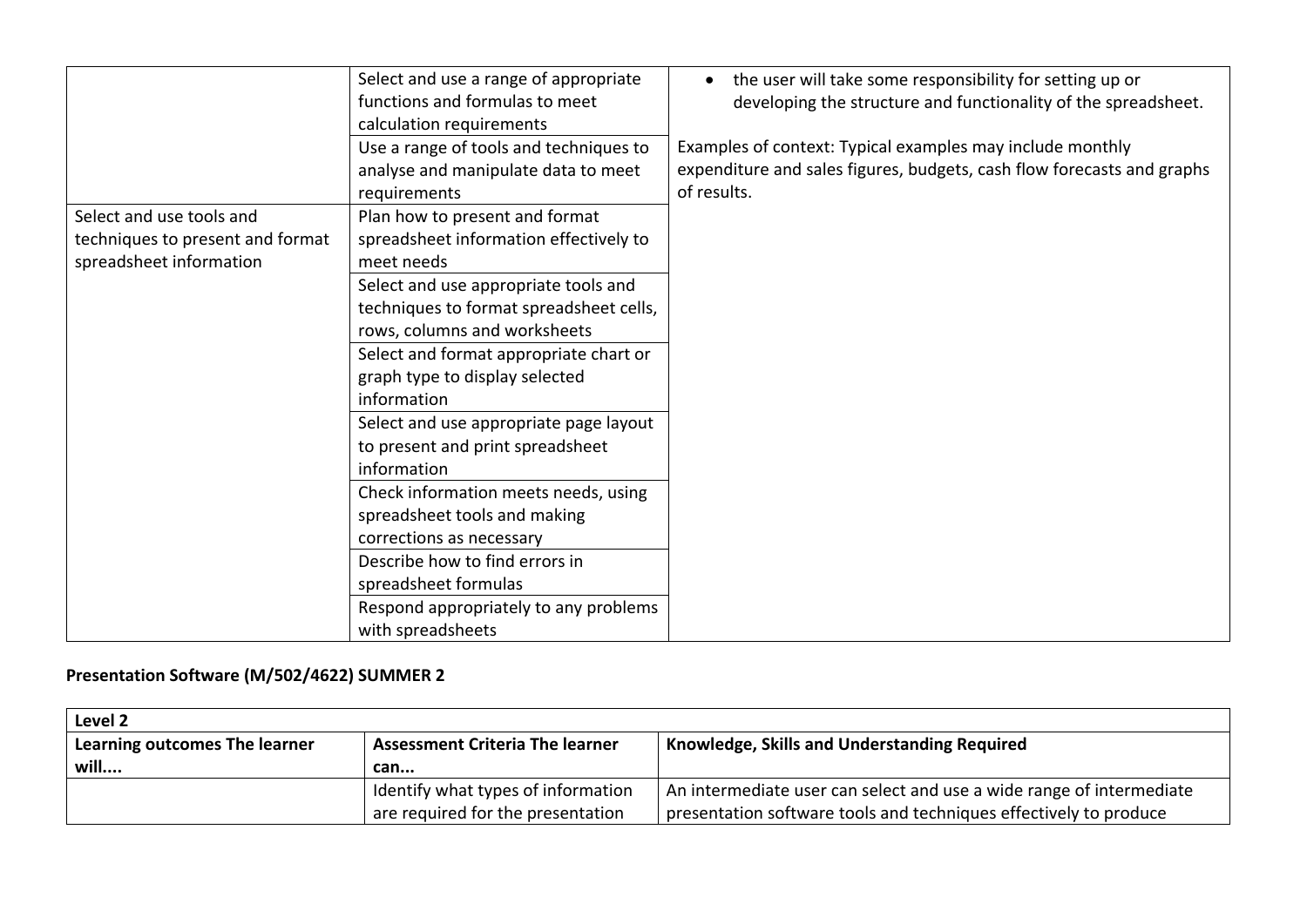| | | |
|---|---|---|
| | Select and use a range of appropriate functions and formulas to meet calculation requirements | • the user will take some responsibility for setting up or developing the structure and functionality of the spreadsheet. |
| | Use a range of tools and techniques to analyse and manipulate data to meet requirements | Examples of context: Typical examples may include monthly expenditure and sales figures, budgets, cash flow forecasts and graphs of results. |
| Select and use tools and techniques to present and format spreadsheet information | Plan how to present and format spreadsheet information effectively to meet needs | |
| | Select and use appropriate tools and techniques to format spreadsheet cells, rows, columns and worksheets | |
| | Select and format appropriate chart or graph type to display selected information | |
| | Select and use appropriate page layout to present and print spreadsheet information | |
| | Check information meets needs, using spreadsheet tools and making corrections as necessary | |
| | Describe how to find errors in spreadsheet formulas | |
| | Respond appropriately to any problems with spreadsheets | |

**Presentation Software (M/502/4622) SUMMER 2**

| Level 2 | | |
|---|---|---|
| **Learning outcomes The learner will....** | **Assessment Criteria The learner can...** | **Knowledge, Skills and Understanding Required** |
| | Identify what types of information are required for the presentation | An intermediate user can select and use a wide range of intermediate presentation software tools and techniques effectively to produce |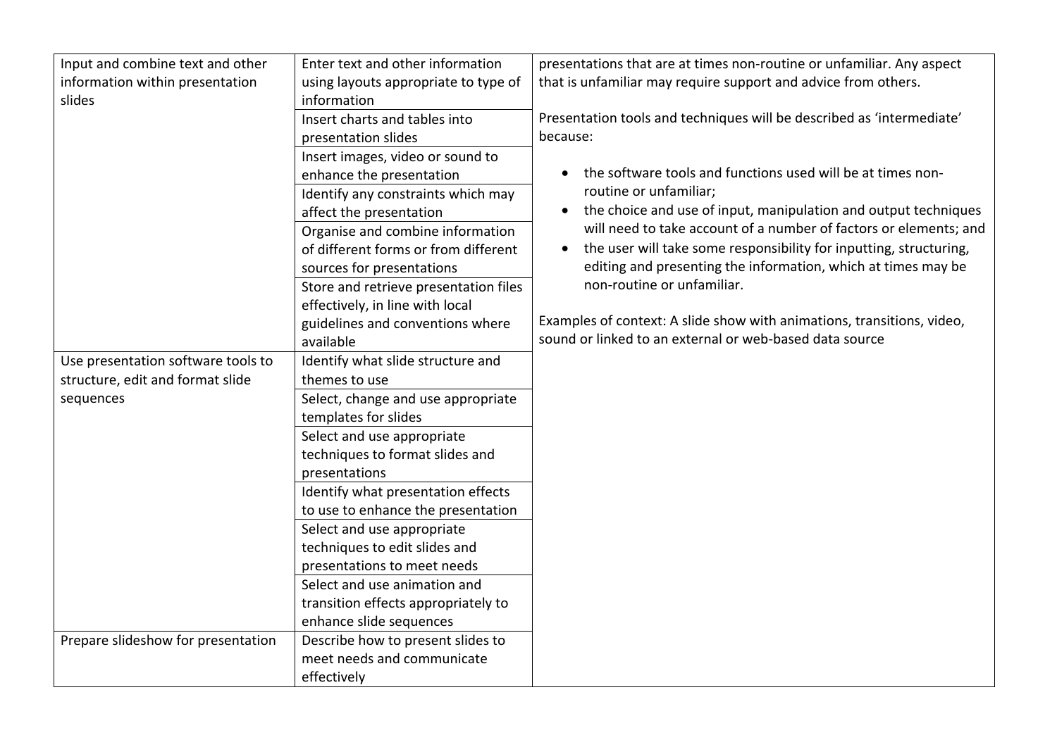| | | |
|---|---|---|
| Input and combine text and other information within presentation slides | Enter text and other information using layouts appropriate to type of information | presentations that are at times non-routine or unfamiliar. Any aspect that is unfamiliar may require support and advice from others.<br><br>Presentation tools and techniques will be described as 'intermediate' because:<br><br>• the software tools and functions used will be at times non-routine or unfamiliar;<br>• the choice and use of input, manipulation and output techniques will need to take account of a number of factors or elements; and<br>• the user will take some responsibility for inputting, structuring, editing and presenting the information, which at times may be non-routine or unfamiliar.<br><br>Examples of context: A slide show with animations, transitions, video, sound or linked to an external or web-based data source |
| | Insert charts and tables into presentation slides | |
| | Insert images, video or sound to enhance the presentation | |
| | Identify any constraints which may affect the presentation | |
| | Organise and combine information of different forms or from different sources for presentations | |
| | Store and retrieve presentation files effectively, in line with local guidelines and conventions where available | |
| Use presentation software tools to structure, edit and format slide sequences | Identify what slide structure and themes to use | |
| | Select, change and use appropriate templates for slides | |
| | Select and use appropriate techniques to format slides and presentations | |
| | Identify what presentation effects to use to enhance the presentation | |
| | Select and use appropriate techniques to edit slides and presentations to meet needs | |
| | Select and use animation and transition effects appropriately to enhance slide sequences | |
| Prepare slideshow for presentation | Describe how to present slides to meet needs and communicate effectively | |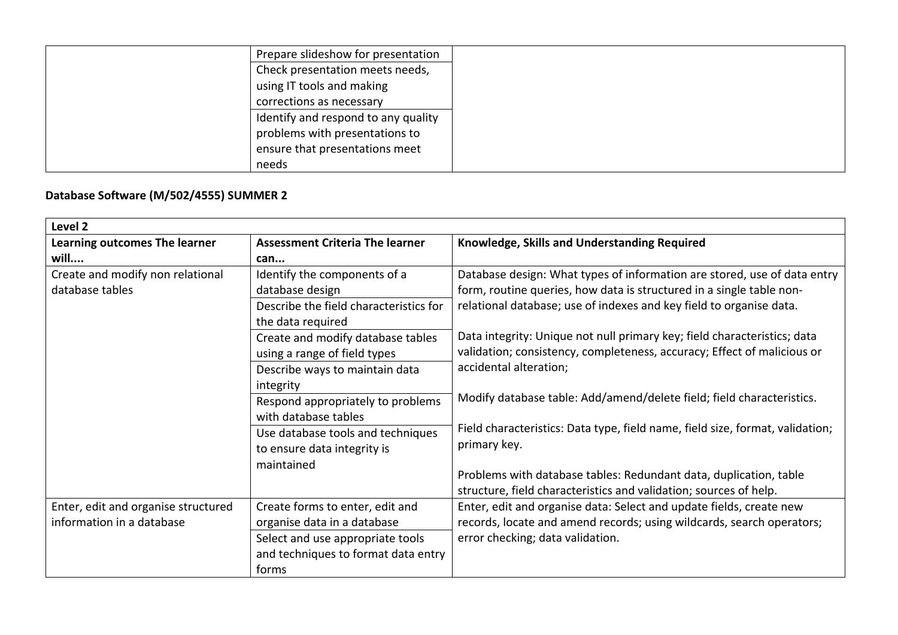|  | Prepare slideshow for presentation |  |
|---|---|---|
|  | Check presentation meets needs, using IT tools and making corrections as necessary |  |
|  | Identify and respond to any quality problems with presentations to ensure that presentations meet needs |  |

**Database Software (M/502/4555) SUMMER 2**

| **Level 2** | | |
|---|---|---|
| **Learning outcomes The learner will....** | **Assessment Criteria The learner can...** | **Knowledge, Skills and Understanding Required** |
| Create and modify non relational database tables | Identify the components of a database design | Database design: What types of information are stored, use of data entry form, routine queries, how data is structured in a single table non-relational database; use of indexes and key field to organise data.<br><br>Data integrity: Unique not null primary key; field characteristics; data validation; consistency, completeness, accuracy; Effect of malicious or accidental alteration;<br><br>Modify database table: Add/amend/delete field; field characteristics.<br><br>Field characteristics: Data type, field name, field size, format, validation; primary key.<br><br>Problems with database tables: Redundant data, duplication, table structure, field characteristics and validation; sources of help. |
|  | Describe the field characteristics for the data required |  |
|  | Create and modify database tables using a range of field types |  |
|  | Describe ways to maintain data integrity |  |
|  | Respond appropriately to problems with database tables |  |
|  | Use database tools and techniques to ensure data integrity is maintained |  |
| Enter, edit and organise structured information in a database | Create forms to enter, edit and organise data in a database | Enter, edit and organise data: Select and update fields, create new records, locate and amend records; using wildcards, search operators; error checking; data validation. |
|  | Select and use appropriate tools and techniques to format data entry forms |  |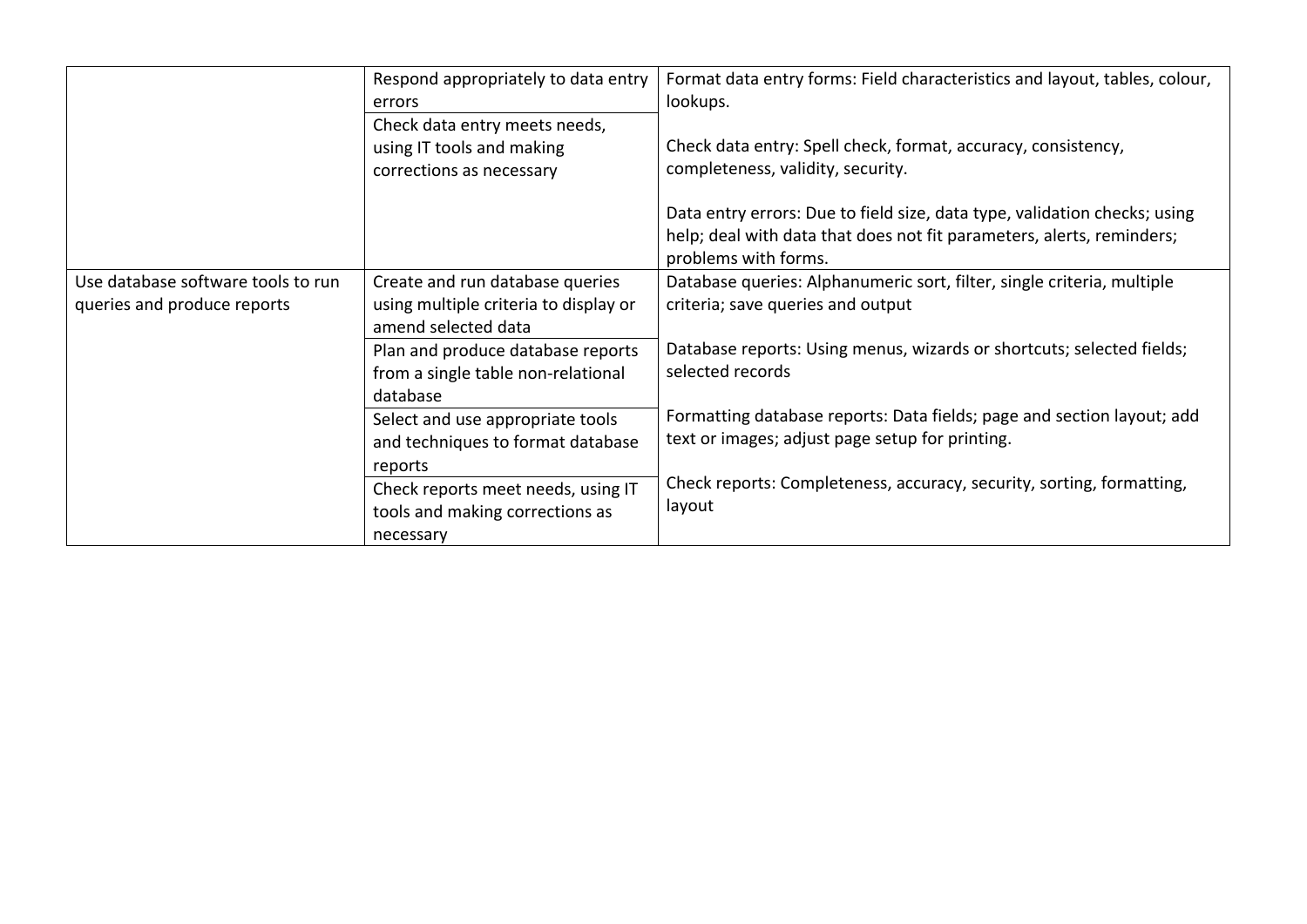| | | |
|---|---|---|
| | Respond appropriately to data entry errors | Format data entry forms: Field characteristics and layout, tables, colour, lookups.<br><br>Check data entry: Spell check, format, accuracy, consistency, completeness, validity, security.<br><br>Data entry errors: Due to field size, data type, validation checks; using help; deal with data that does not fit parameters, alerts, reminders; problems with forms. |
| | Check data entry meets needs, using IT tools and making corrections as necessary | |
| Use database software tools to run queries and produce reports | Create and run database queries using multiple criteria to display or amend selected data | Database queries: Alphanumeric sort, filter, single criteria, multiple criteria; save queries and output<br><br>Database reports: Using menus, wizards or shortcuts; selected fields; selected records<br><br>Formatting database reports: Data fields; page and section layout; add text or images; adjust page setup for printing.<br><br>Check reports: Completeness, accuracy, security, sorting, formatting, layout |
| | Plan and produce database reports from a single table non-relational database | |
| | Select and use appropriate tools and techniques to format database reports | |
| | Check reports meet needs, using IT tools and making corrections as necessary | |